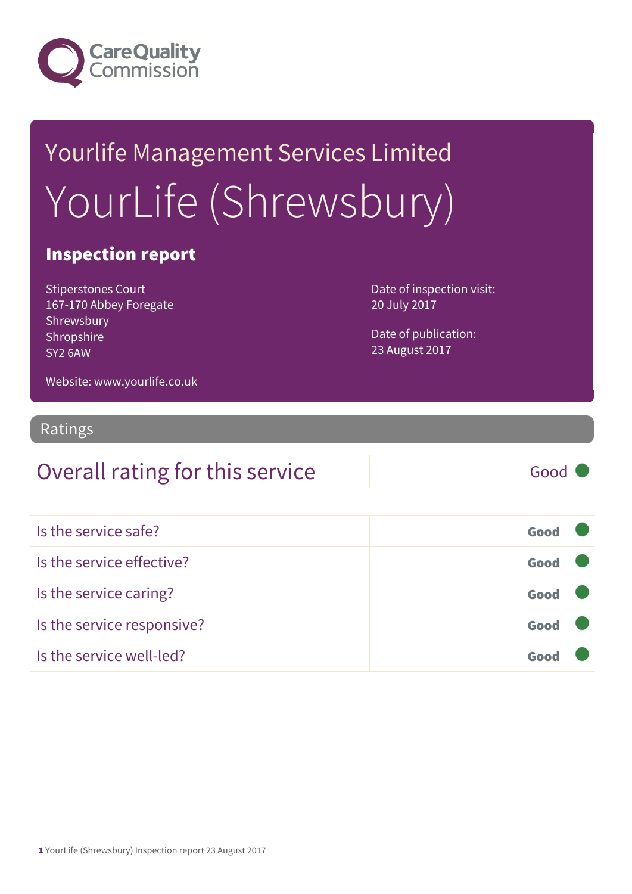Care Quality Commission

# Yourlife Management Services Limited

# YourLife (Shrewsbury)

## Inspection report

Stiperstones Court
167-170 Abbey Foregate
Shrewsbury
Shropshire
SY2 6AW

Website: www.yourlife.co.uk

Date of inspection visit:
20 July 2017

Date of publication:
23 August 2017

## Ratings

| Overall rating for this service | Good |
|---|---|

| | |
|---|---|
| Is the service safe? | Good |
| Is the service effective? | Good |
| Is the service caring? | Good |
| Is the service responsive? | Good |
| Is the service well-led? | Good |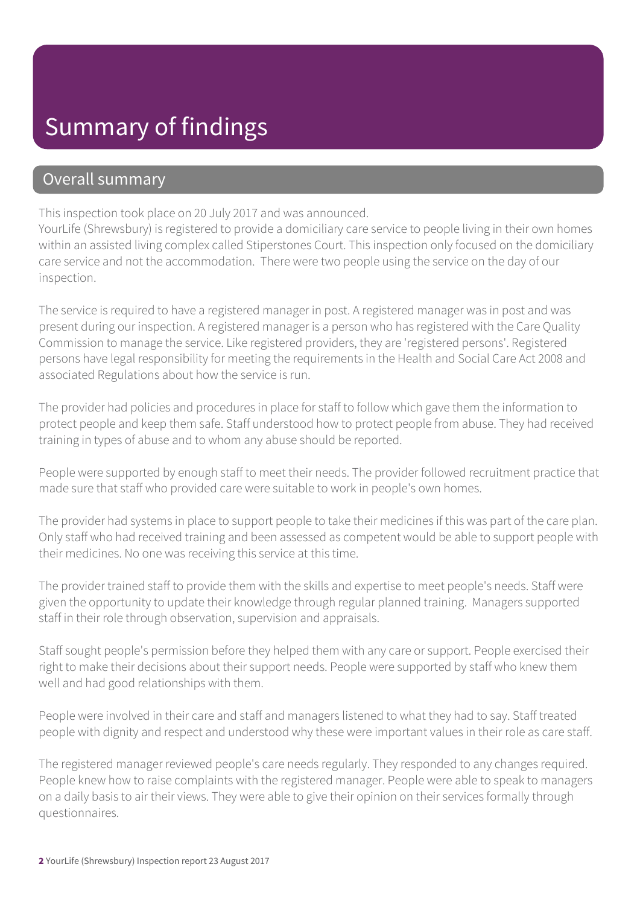# Summary of findings

## Overall summary

This inspection took place on 20 July 2017 and was announced.
YourLife (Shrewsbury) is registered to provide a domiciliary care service to people living in their own homes within an assisted living complex called Stiperstones Court. This inspection only focused on the domiciliary care service and not the accommodation. There were two people using the service on the day of our inspection.

The service is required to have a registered manager in post. A registered manager was in post and was present during our inspection. A registered manager is a person who has registered with the Care Quality Commission to manage the service. Like registered providers, they are 'registered persons'. Registered persons have legal responsibility for meeting the requirements in the Health and Social Care Act 2008 and associated Regulations about how the service is run.

The provider had policies and procedures in place for staff to follow which gave them the information to protect people and keep them safe. Staff understood how to protect people from abuse. They had received training in types of abuse and to whom any abuse should be reported.

People were supported by enough staff to meet their needs. The provider followed recruitment practice that made sure that staff who provided care were suitable to work in people's own homes.

The provider had systems in place to support people to take their medicines if this was part of the care plan. Only staff who had received training and been assessed as competent would be able to support people with their medicines. No one was receiving this service at this time.

The provider trained staff to provide them with the skills and expertise to meet people's needs. Staff were given the opportunity to update their knowledge through regular planned training. Managers supported staff in their role through observation, supervision and appraisals.

Staff sought people's permission before they helped them with any care or support. People exercised their right to make their decisions about their support needs. People were supported by staff who knew them well and had good relationships with them.

People were involved in their care and staff and managers listened to what they had to say. Staff treated people with dignity and respect and understood why these were important values in their role as care staff.

The registered manager reviewed people's care needs regularly. They responded to any changes required. People knew how to raise complaints with the registered manager. People were able to speak to managers on a daily basis to air their views. They were able to give their opinion on their services formally through questionnaires.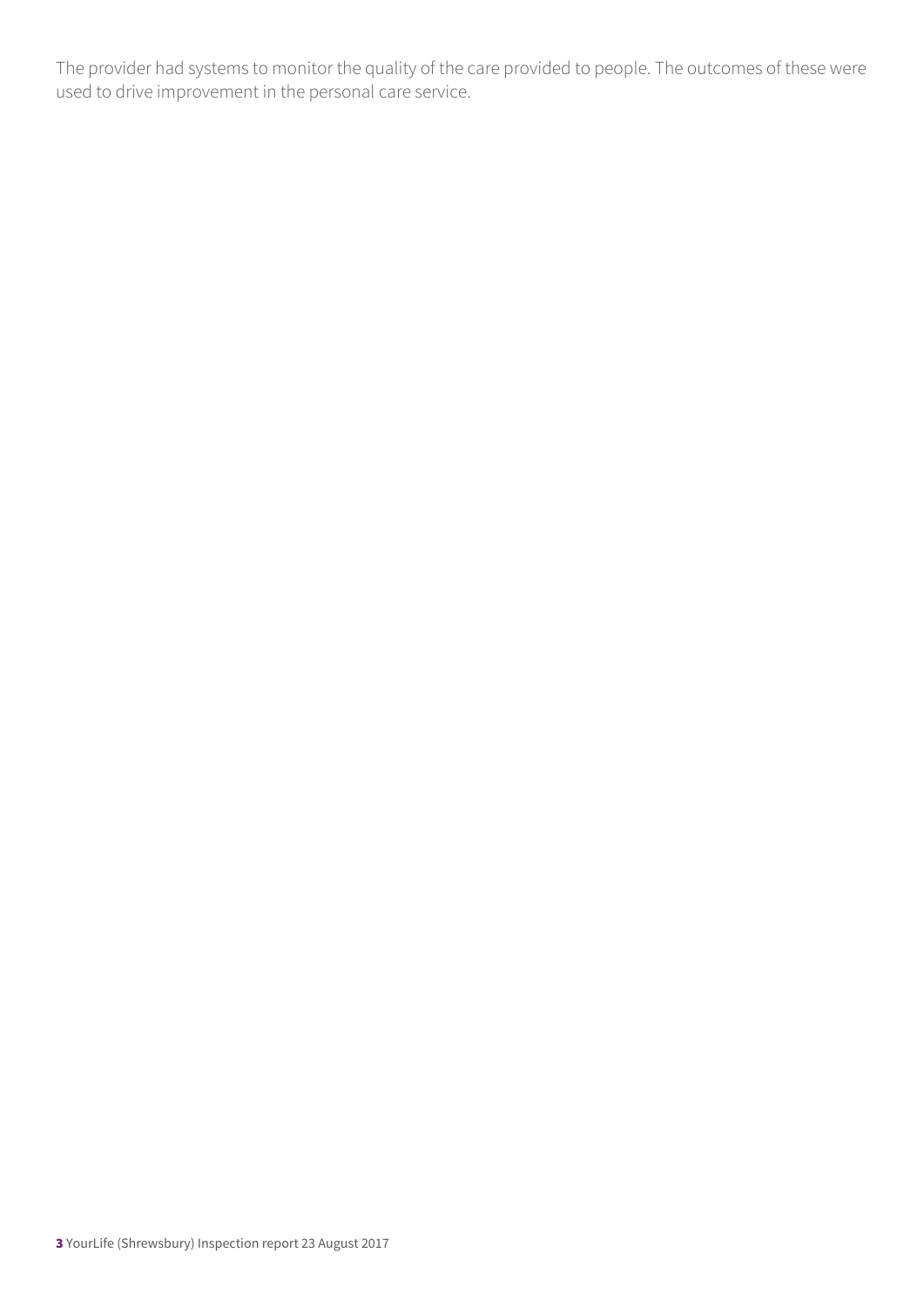The provider had systems to monitor the quality of the care provided to people. The outcomes of these were used to drive improvement in the personal care service.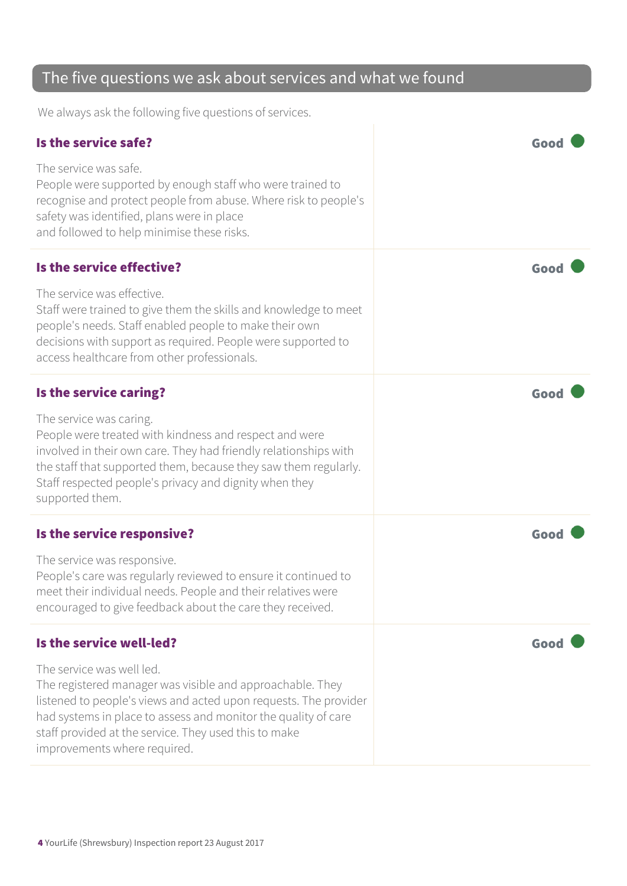## The five questions we ask about services and what we found

We always ask the following five questions of services.

### Is the service safe?

**Good**

The service was safe.
People were supported by enough staff who were trained to recognise and protect people from abuse. Where risk to people's safety was identified, plans were in place and followed to help minimise these risks.

### Is the service effective?

**Good**

The service was effective.
Staff were trained to give them the skills and knowledge to meet people's needs. Staff enabled people to make their own decisions with support as required. People were supported to access healthcare from other professionals.

### Is the service caring?

**Good**

The service was caring.
People were treated with kindness and respect and were involved in their own care. They had friendly relationships with the staff that supported them, because they saw them regularly. Staff respected people's privacy and dignity when they supported them.

### Is the service responsive?

**Good**

The service was responsive.
People's care was regularly reviewed to ensure it continued to meet their individual needs. People and their relatives were encouraged to give feedback about the care they received.

### Is the service well-led?

**Good**

The service was well led.
The registered manager was visible and approachable. They listened to people's views and acted upon requests. The provider had systems in place to assess and monitor the quality of care staff provided at the service. They used this to make improvements where required.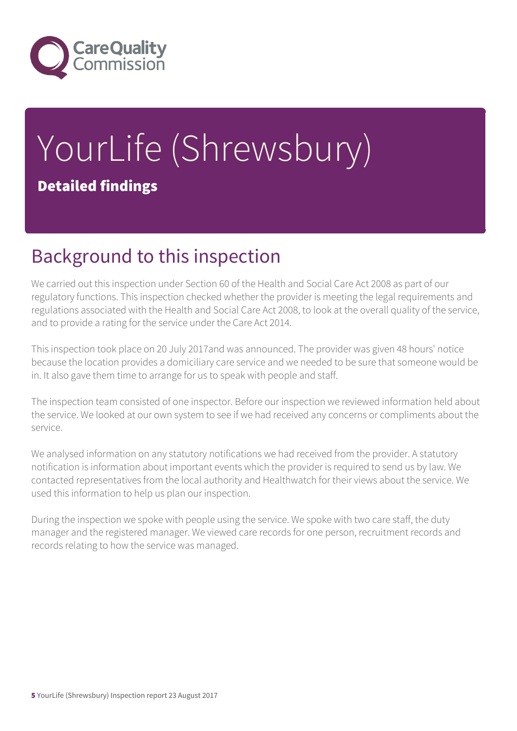# YourLife (Shrewsbury)

**Detailed findings**

## Background to this inspection

We carried out this inspection under Section 60 of the Health and Social Care Act 2008 as part of our regulatory functions. This inspection checked whether the provider is meeting the legal requirements and regulations associated with the Health and Social Care Act 2008, to look at the overall quality of the service, and to provide a rating for the service under the Care Act 2014.

This inspection took place on 20 July 2017and was announced. The provider was given 48 hours' notice because the location provides a domiciliary care service and we needed to be sure that someone would be in. It also gave them time to arrange for us to speak with people and staff.

The inspection team consisted of one inspector. Before our inspection we reviewed information held about the service. We looked at our own system to see if we had received any concerns or compliments about the service.

We analysed information on any statutory notifications we had received from the provider. A statutory notification is information about important events which the provider is required to send us by law. We contacted representatives from the local authority and Healthwatch for their views about the service. We used this information to help us plan our inspection.

During the inspection we spoke with people using the service. We spoke with two care staff, the duty manager and the registered manager. We viewed care records for one person, recruitment records and records relating to how the service was managed.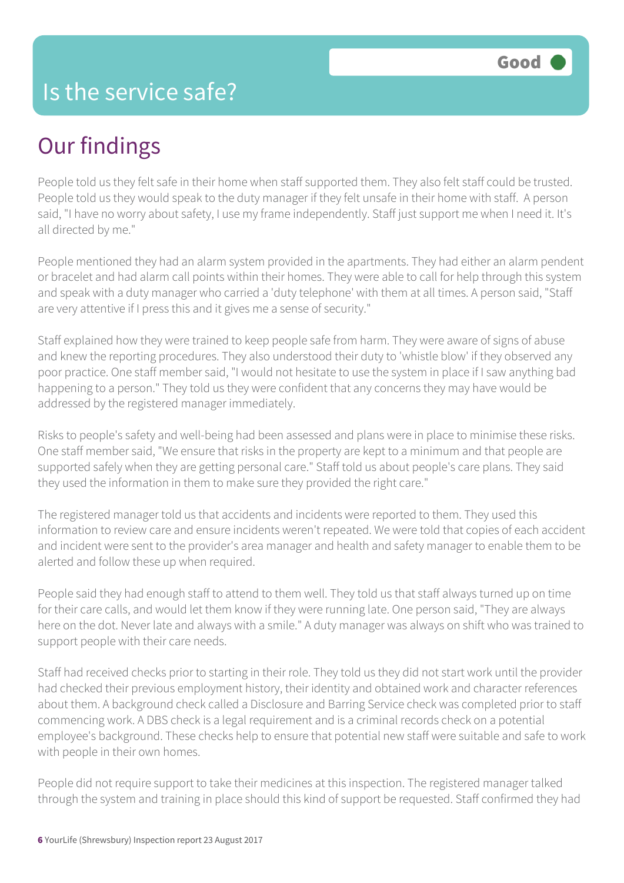# Is the service safe?

**Good**

## Our findings

People told us they felt safe in their home when staff supported them. They also felt staff could be trusted. People told us they would speak to the duty manager if they felt unsafe in their home with staff. A person said, "I have no worry about safety, I use my frame independently. Staff just support me when I need it. It's all directed by me."

People mentioned they had an alarm system provided in the apartments. They had either an alarm pendent or bracelet and had alarm call points within their homes. They were able to call for help through this system and speak with a duty manager who carried a 'duty telephone' with them at all times. A person said, "Staff are very attentive if I press this and it gives me a sense of security."

Staff explained how they were trained to keep people safe from harm. They were aware of signs of abuse and knew the reporting procedures. They also understood their duty to 'whistle blow' if they observed any poor practice. One staff member said, "I would not hesitate to use the system in place if I saw anything bad happening to a person." They told us they were confident that any concerns they may have would be addressed by the registered manager immediately.

Risks to people's safety and well-being had been assessed and plans were in place to minimise these risks. One staff member said, "We ensure that risks in the property are kept to a minimum and that people are supported safely when they are getting personal care." Staff told us about people's care plans. They said they used the information in them to make sure they provided the right care."

The registered manager told us that accidents and incidents were reported to them. They used this information to review care and ensure incidents weren't repeated. We were told that copies of each accident and incident were sent to the provider's area manager and health and safety manager to enable them to be alerted and follow these up when required.

People said they had enough staff to attend to them well. They told us that staff always turned up on time for their care calls, and would let them know if they were running late. One person said, "They are always here on the dot. Never late and always with a smile." A duty manager was always on shift who was trained to support people with their care needs.

Staff had received checks prior to starting in their role. They told us they did not start work until the provider had checked their previous employment history, their identity and obtained work and character references about them. A background check called a Disclosure and Barring Service check was completed prior to staff commencing work. A DBS check is a legal requirement and is a criminal records check on a potential employee's background. These checks help to ensure that potential new staff were suitable and safe to work with people in their own homes.

People did not require support to take their medicines at this inspection. The registered manager talked through the system and training in place should this kind of support be requested. Staff confirmed they had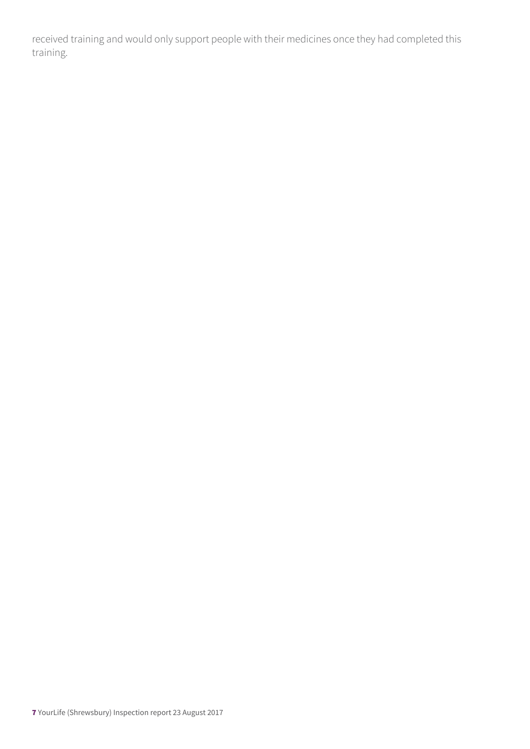received training and would only support people with their medicines once they had completed this training.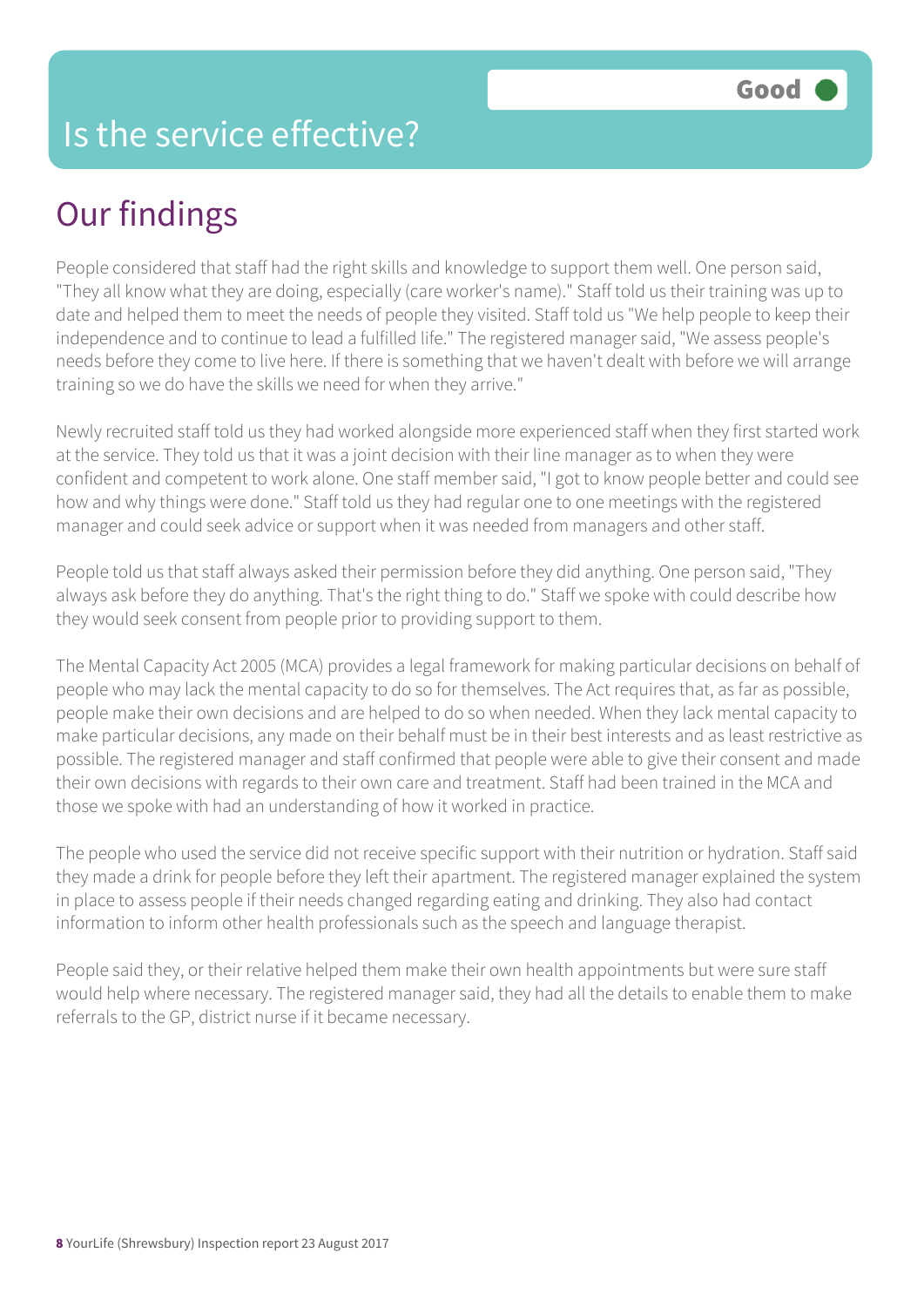# Is the service effective?

**Good**

## Our findings

People considered that staff had the right skills and knowledge to support them well. One person said, "They all know what they are doing, especially (care worker's name)." Staff told us their training was up to date and helped them to meet the needs of people they visited. Staff told us "We help people to keep their independence and to continue to lead a fulfilled life." The registered manager said, "We assess people's needs before they come to live here. If there is something that we haven't dealt with before we will arrange training so we do have the skills we need for when they arrive."

Newly recruited staff told us they had worked alongside more experienced staff when they first started work at the service. They told us that it was a joint decision with their line manager as to when they were confident and competent to work alone. One staff member said, "I got to know people better and could see how and why things were done." Staff told us they had regular one to one meetings with the registered manager and could seek advice or support when it was needed from managers and other staff.

People told us that staff always asked their permission before they did anything. One person said, "They always ask before they do anything. That's the right thing to do." Staff we spoke with could describe how they would seek consent from people prior to providing support to them.

The Mental Capacity Act 2005 (MCA) provides a legal framework for making particular decisions on behalf of people who may lack the mental capacity to do so for themselves. The Act requires that, as far as possible, people make their own decisions and are helped to do so when needed. When they lack mental capacity to make particular decisions, any made on their behalf must be in their best interests and as least restrictive as possible. The registered manager and staff confirmed that people were able to give their consent and made their own decisions with regards to their own care and treatment. Staff had been trained in the MCA and those we spoke with had an understanding of how it worked in practice.

The people who used the service did not receive specific support with their nutrition or hydration. Staff said they made a drink for people before they left their apartment. The registered manager explained the system in place to assess people if their needs changed regarding eating and drinking. They also had contact information to inform other health professionals such as the speech and language therapist.

People said they, or their relative helped them make their own health appointments but were sure staff would help where necessary. The registered manager said, they had all the details to enable them to make referrals to the GP, district nurse if it became necessary.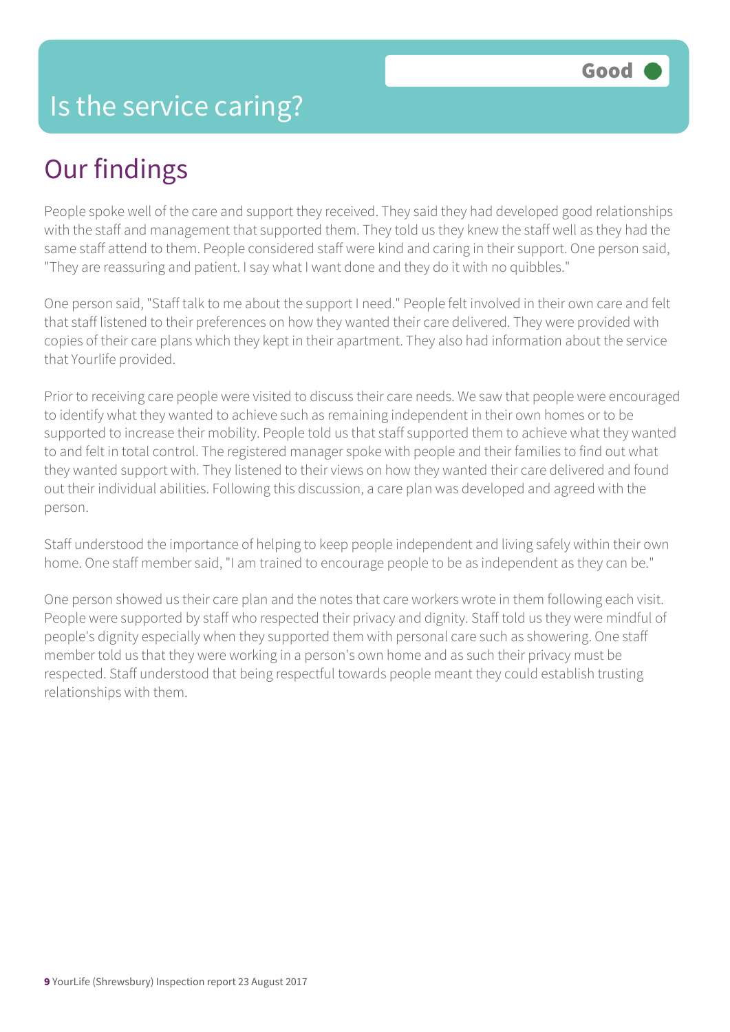# Is the service caring?

Good

## Our findings

People spoke well of the care and support they received. They said they had developed good relationships with the staff and management that supported them. They told us they knew the staff well as they had the same staff attend to them. People considered staff were kind and caring in their support. One person said, "They are reassuring and patient. I say what I want done and they do it with no quibbles."

One person said, "Staff talk to me about the support I need." People felt involved in their own care and felt that staff listened to their preferences on how they wanted their care delivered. They were provided with copies of their care plans which they kept in their apartment. They also had information about the service that Yourlife provided.

Prior to receiving care people were visited to discuss their care needs. We saw that people were encouraged to identify what they wanted to achieve such as remaining independent in their own homes or to be supported to increase their mobility. People told us that staff supported them to achieve what they wanted to and felt in total control. The registered manager spoke with people and their families to find out what they wanted support with. They listened to their views on how they wanted their care delivered and found out their individual abilities. Following this discussion, a care plan was developed and agreed with the person.

Staff understood the importance of helping to keep people independent and living safely within their own home. One staff member said, "I am trained to encourage people to be as independent as they can be."

One person showed us their care plan and the notes that care workers wrote in them following each visit. People were supported by staff who respected their privacy and dignity. Staff told us they were mindful of people's dignity especially when they supported them with personal care such as showering. One staff member told us that they were working in a person's own home and as such their privacy must be respected. Staff understood that being respectful towards people meant they could establish trusting relationships with them.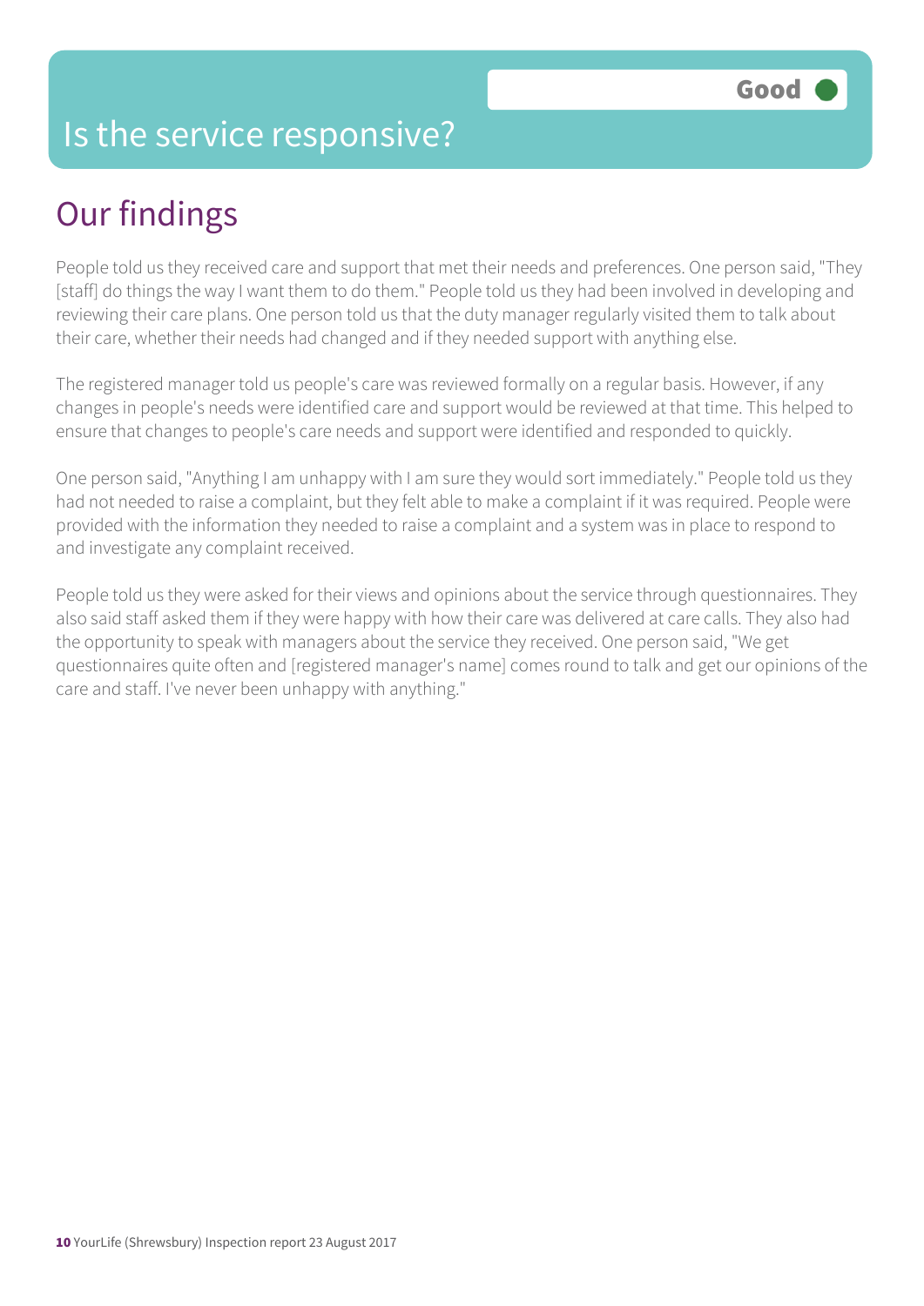# Is the service responsive?

**Good**

## Our findings

People told us they received care and support that met their needs and preferences. One person said, "They [staff] do things the way I want them to do them." People told us they had been involved in developing and reviewing their care plans. One person told us that the duty manager regularly visited them to talk about their care, whether their needs had changed and if they needed support with anything else.

The registered manager told us people's care was reviewed formally on a regular basis. However, if any changes in people's needs were identified care and support would be reviewed at that time. This helped to ensure that changes to people's care needs and support were identified and responded to quickly.

One person said, "Anything I am unhappy with I am sure they would sort immediately." People told us they had not needed to raise a complaint, but they felt able to make a complaint if it was required. People were provided with the information they needed to raise a complaint and a system was in place to respond to and investigate any complaint received.

People told us they were asked for their views and opinions about the service through questionnaires. They also said staff asked them if they were happy with how their care was delivered at care calls. They also had the opportunity to speak with managers about the service they received. One person said, "We get questionnaires quite often and [registered manager's name] comes round to talk and get our opinions of the care and staff. I've never been unhappy with anything."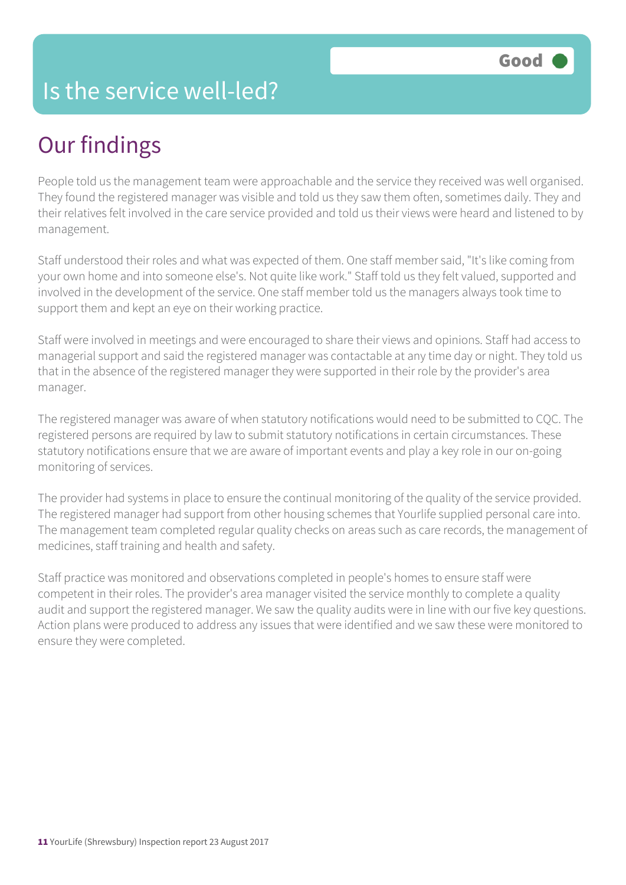# Is the service well-led?

**Good**

## Our findings

People told us the management team were approachable and the service they received was well organised. They found the registered manager was visible and told us they saw them often, sometimes daily. They and their relatives felt involved in the care service provided and told us their views were heard and listened to by management.

Staff understood their roles and what was expected of them. One staff member said, "It's like coming from your own home and into someone else's. Not quite like work." Staff told us they felt valued, supported and involved in the development of the service. One staff member told us the managers always took time to support them and kept an eye on their working practice.

Staff were involved in meetings and were encouraged to share their views and opinions. Staff had access to managerial support and said the registered manager was contactable at any time day or night. They told us that in the absence of the registered manager they were supported in their role by the provider's area manager.

The registered manager was aware of when statutory notifications would need to be submitted to CQC. The registered persons are required by law to submit statutory notifications in certain circumstances. These statutory notifications ensure that we are aware of important events and play a key role in our on-going monitoring of services.

The provider had systems in place to ensure the continual monitoring of the quality of the service provided. The registered manager had support from other housing schemes that Yourlife supplied personal care into. The management team completed regular quality checks on areas such as care records, the management of medicines, staff training and health and safety.

Staff practice was monitored and observations completed in people's homes to ensure staff were competent in their roles. The provider's area manager visited the service monthly to complete a quality audit and support the registered manager. We saw the quality audits were in line with our five key questions. Action plans were produced to address any issues that were identified and we saw these were monitored to ensure they were completed.